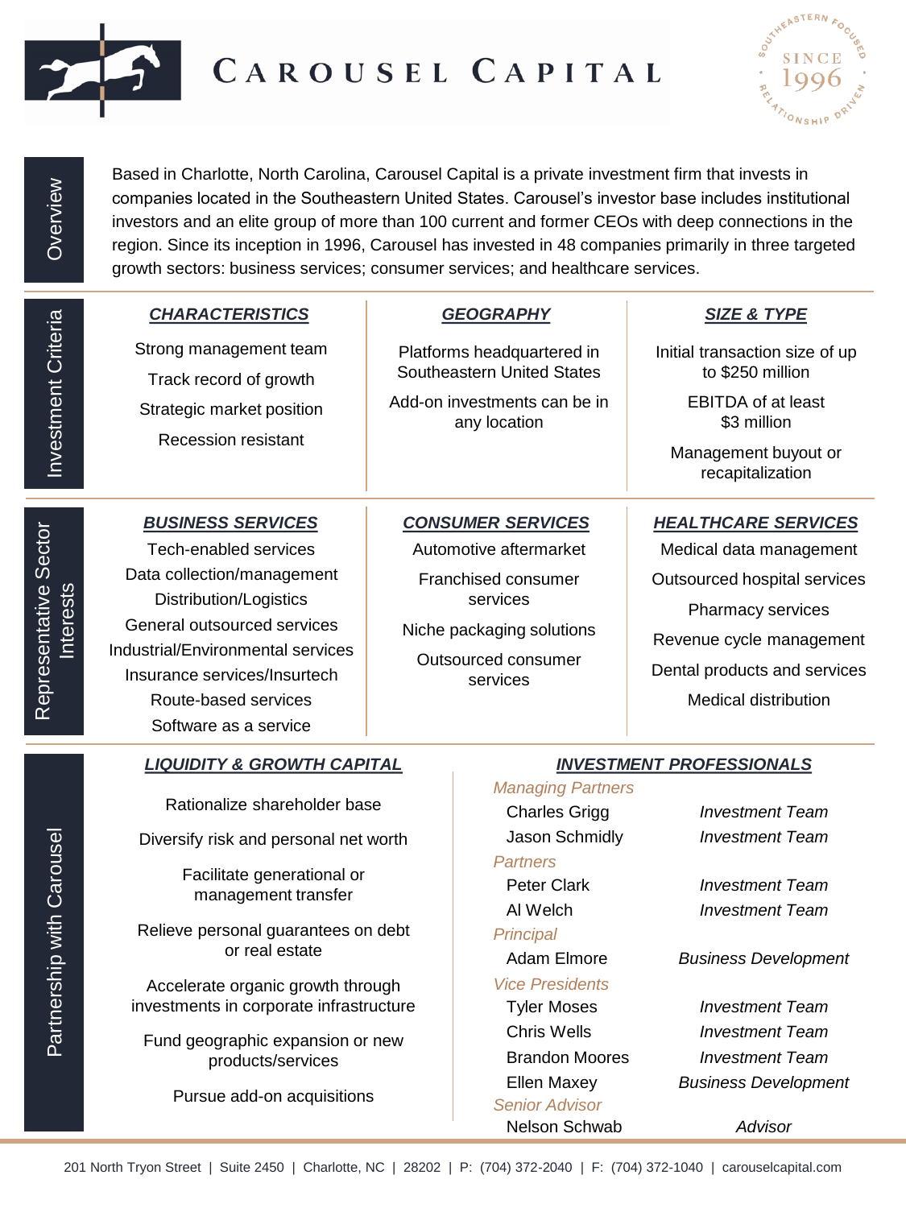# CAROUSEL CAPITAL

SOUTHEASTERN FOCUSED · SINCE 1996 · RELATIONSHIP DRIVEN

## Overview

Based in Charlotte, North Carolina, Carousel Capital is a private investment firm that invests in companies located in the Southeastern United States. Carousel's investor base includes institutional investors and an elite group of more than 100 current and former CEOs with deep connections in the region. Since its inception in 1996, Carousel has invested in 48 companies primarily in three targeted growth sectors: business services; consumer services; and healthcare services.

## Investment Criteria

### CHARACTERISTICS

- Strong management team
- Track record of growth
- Strategic market position
- Recession resistant

### GEOGRAPHY

- Platforms headquartered in Southeastern United States
- Add-on investments can be in any location

### SIZE & TYPE

- Initial transaction size of up to $250 million
- EBITDA of at least $3 million
- Management buyout or recapitalization

## Representative Sector Interests

### BUSINESS SERVICES

- Tech-enabled services
- Data collection/management
- Distribution/Logistics
- General outsourced services
- Industrial/Environmental services
- Insurance services/Insurtech
- Route-based services
- Software as a service

### CONSUMER SERVICES

- Automotive aftermarket
- Franchised consumer services
- Niche packaging solutions
- Outsourced consumer services

### HEALTHCARE SERVICES

- Medical data management
- Outsourced hospital services
- Pharmacy services
- Revenue cycle management
- Dental products and services
- Medical distribution

## Partnership with Carousel

### LIQUIDITY & GROWTH CAPITAL

- Rationalize shareholder base
- Diversify risk and personal net worth
- Facilitate generational or management transfer
- Relieve personal guarantees on debt or real estate
- Accelerate organic growth through investments in corporate infrastructure
- Fund geographic expansion or new products/services
- Pursue add-on acquisitions

### INVESTMENT PROFESSIONALS

*Managing Partners*

| Name | Role |
|---|---|
| Charles Grigg | *Investment Team* |
| Jason Schmidly | *Investment Team* |

*Partners*

| Name | Role |
|---|---|
| Peter Clark | *Investment Team* |
| Al Welch | *Investment Team* |

*Principal*

| Name | Role |
|---|---|
| Adam Elmore | *Business Development* |

*Vice Presidents*

| Name | Role |
|---|---|
| Tyler Moses | *Investment Team* |
| Chris Wells | *Investment Team* |
| Brandon Moores | *Investment Team* |
| Ellen Maxey | *Business Development* |

*Senior Advisor*

| Name | Role |
|---|---|
| Nelson Schwab | *Advisor* |

201 North Tryon Street | Suite 2450 | Charlotte, NC | 28202 | P: (704) 372-2040 | F: (704) 372-1040 | carouselcapital.com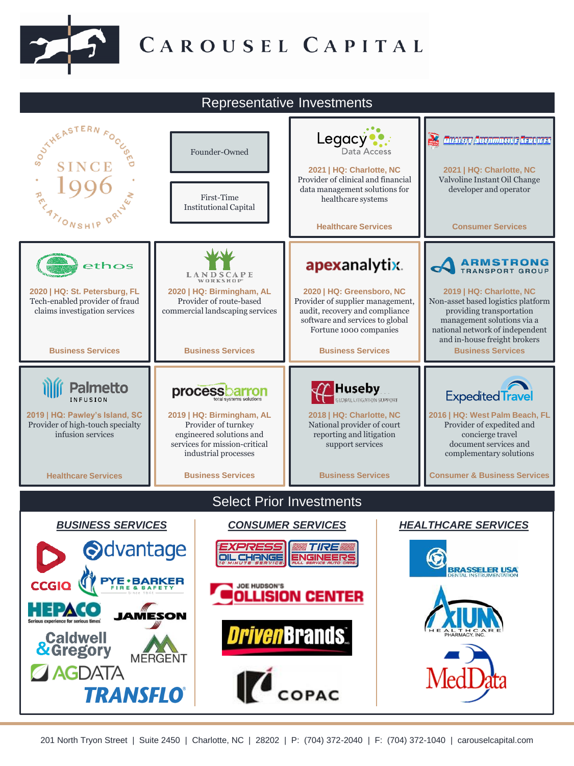# Carousel Capital

## Representative Investments

Southeastern Focused · Since 1996 · Relationship Driven

Founder-Owned

First-Time Institutional Capital

**Legacy Data Access**
2021 | HQ: Charlotte, NC
Provider of clinical and financial data management solutions for healthcare systems
Healthcare Services

**Quality Automotive Services**
2021 | HQ: Charlotte, NC
Valvoline Instant Oil Change developer and operator
Consumer Services

**ethos**
2020 | HQ: St. Petersburg, FL
Tech-enabled provider of fraud claims investigation services
Business Services

**Landscape Workshop**
2020 | HQ: Birmingham, AL
Provider of route-based commercial landscaping services
Business Services

**apexanalytix**
2020 | HQ: Greensboro, NC
Provider of supplier management, audit, recovery and compliance software and services to global Fortune 1000 companies
Business Services

**Armstrong Transport Group**
2019 | HQ: Charlotte, NC
Non-asset based logistics platform providing transportation management solutions via a national network of independent and in-house freight brokers
Business Services

**Palmetto Infusion**
2019 | HQ: Pawley's Island, SC
Provider of high-touch specialty infusion services
Healthcare Services

**processbarron** total systems solutions
2019 | HQ: Birmingham, AL
Provider of turnkey engineered solutions and services for mission-critical industrial processes
Business Services

**Huseby** Global Litigation Support
2018 | HQ: Charlotte, NC
National provider of court reporting and litigation support services
Business Services

**Expedited Travel**
2016 | HQ: West Palm Beach, FL
Provider of expedited and concierge travel document services and complementary solutions
Consumer & Business Services

## Select Prior Investments

***BUSINESS SERVICES***

- CCGIQ
- dvantage
- Pye-Barker Fire & Safety
- HEPACO
- Jameson
- Caldwell & Gregory
- Mergent
- AGDATA
- Transflo

***CONSUMER SERVICES***

- Express Oil Change
- Tire Engineers
- Joe Hudson's Collision Center
- Driven Brands
- COPAC

***HEALTHCARE SERVICES***

- Brasseler USA Dental Instrumentation
- Axium Healthcare Pharmacy, Inc.
- MedData

201 North Tryon Street | Suite 2450 | Charlotte, NC | 28202 | P: (704) 372-2040 | F: (704) 372-1040 | carouselcapital.com